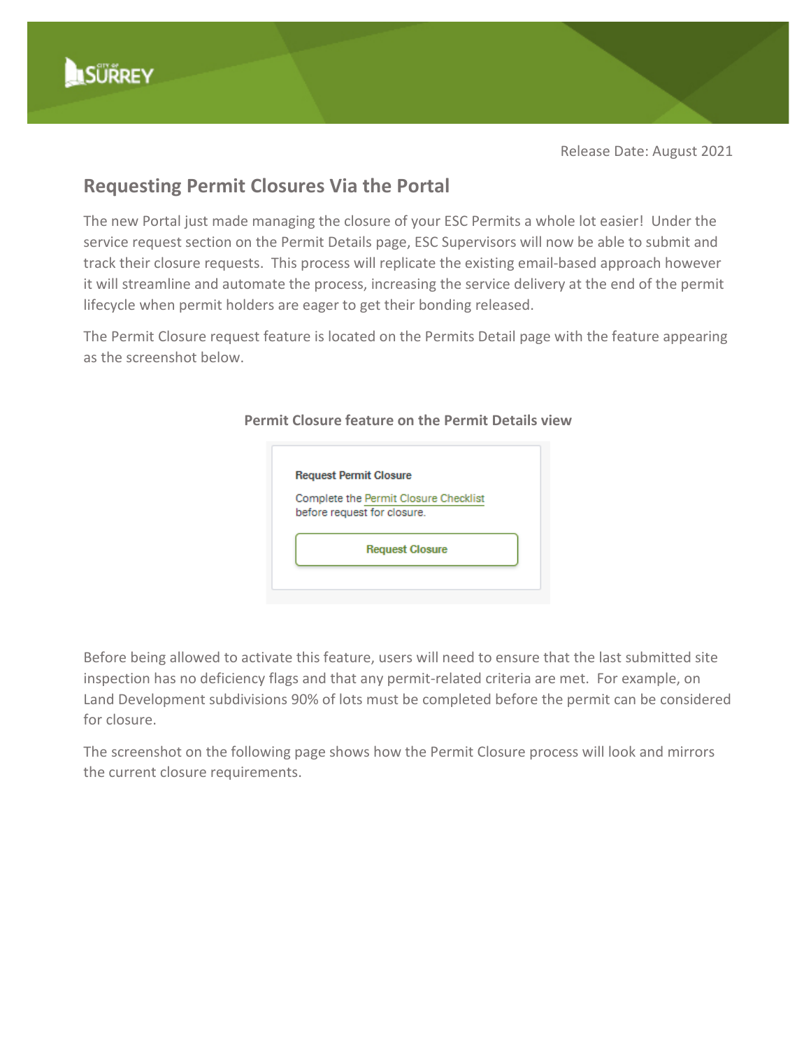Release Date: August 2021

## Requesting Permit Closures Via the Portal

The new Portal just made managing the closure of your ESC Permits a whole lot easier! Under the service request section on the Permit Details page, ESC Supervisors will now be able to submit and track their closure requests. This process will replicate the existing email-based approach however it will streamline and automate the process, increasing the service delivery at the end of the permit lifecycle when permit holders are eager to get their bonding released.

The Permit Closure request feature is located on the Permits Detail page with the feature appearing as the screenshot below.

**Permit Closure feature on the Permit Details view**

**Request Permit Closure**

Complete the Permit Closure Checklist before request for closure.

Request Closure

Before being allowed to activate this feature, users will need to ensure that the last submitted site inspection has no deficiency flags and that any permit-related criteria are met. For example, on Land Development subdivisions 90% of lots must be completed before the permit can be considered for closure.

The screenshot on the following page shows how the Permit Closure process will look and mirrors the current closure requirements.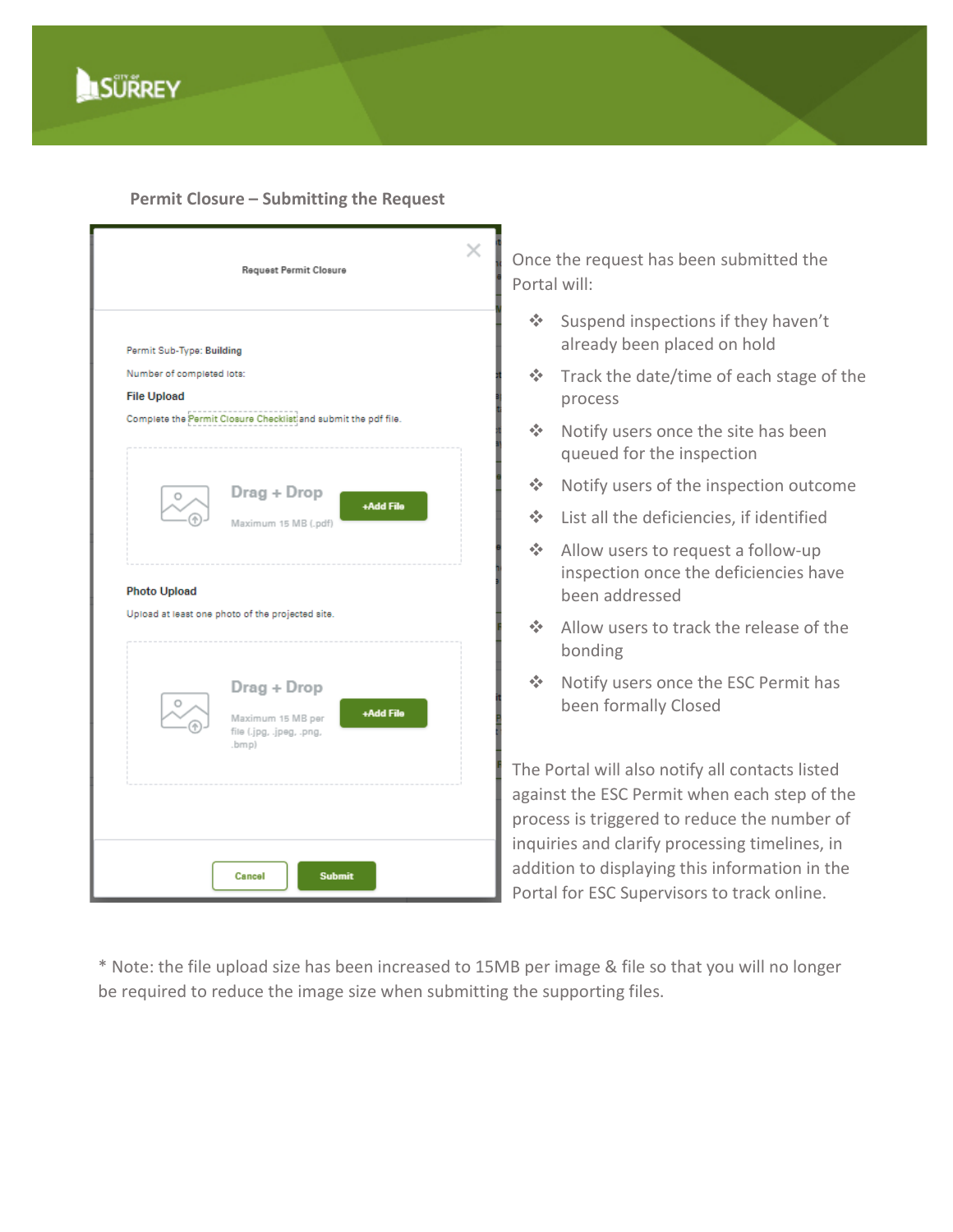**Permit Closure – Submitting the Request**

Request Permit Closure

Permit Sub-Type: **Building**

Number of completed lots:

**File Upload**

Complete the Permit Closure Checklist and submit the pdf file.

Drag + Drop

Maximum 15 MB (.pdf)

+Add File

**Photo Upload**

Upload at least one photo of the projected site.

Drag + Drop

Maximum 15 MB per file (.jpg, .jpeg, .png, .bmp)

+Add File

Cancel Submit

Once the request has been submitted the Portal will:

- Suspend inspections if they haven't already been placed on hold
- Track the date/time of each stage of the process
- Notify users once the site has been queued for the inspection
- Notify users of the inspection outcome
- List all the deficiencies, if identified
- Allow users to request a follow-up inspection once the deficiencies have been addressed
- Allow users to track the release of the bonding
- Notify users once the ESC Permit has been formally Closed

The Portal will also notify all contacts listed against the ESC Permit when each step of the process is triggered to reduce the number of inquiries and clarify processing timelines, in addition to displaying this information in the Portal for ESC Supervisors to track online.

* Note: the file upload size has been increased to 15MB per image & file so that you will no longer be required to reduce the image size when submitting the supporting files.